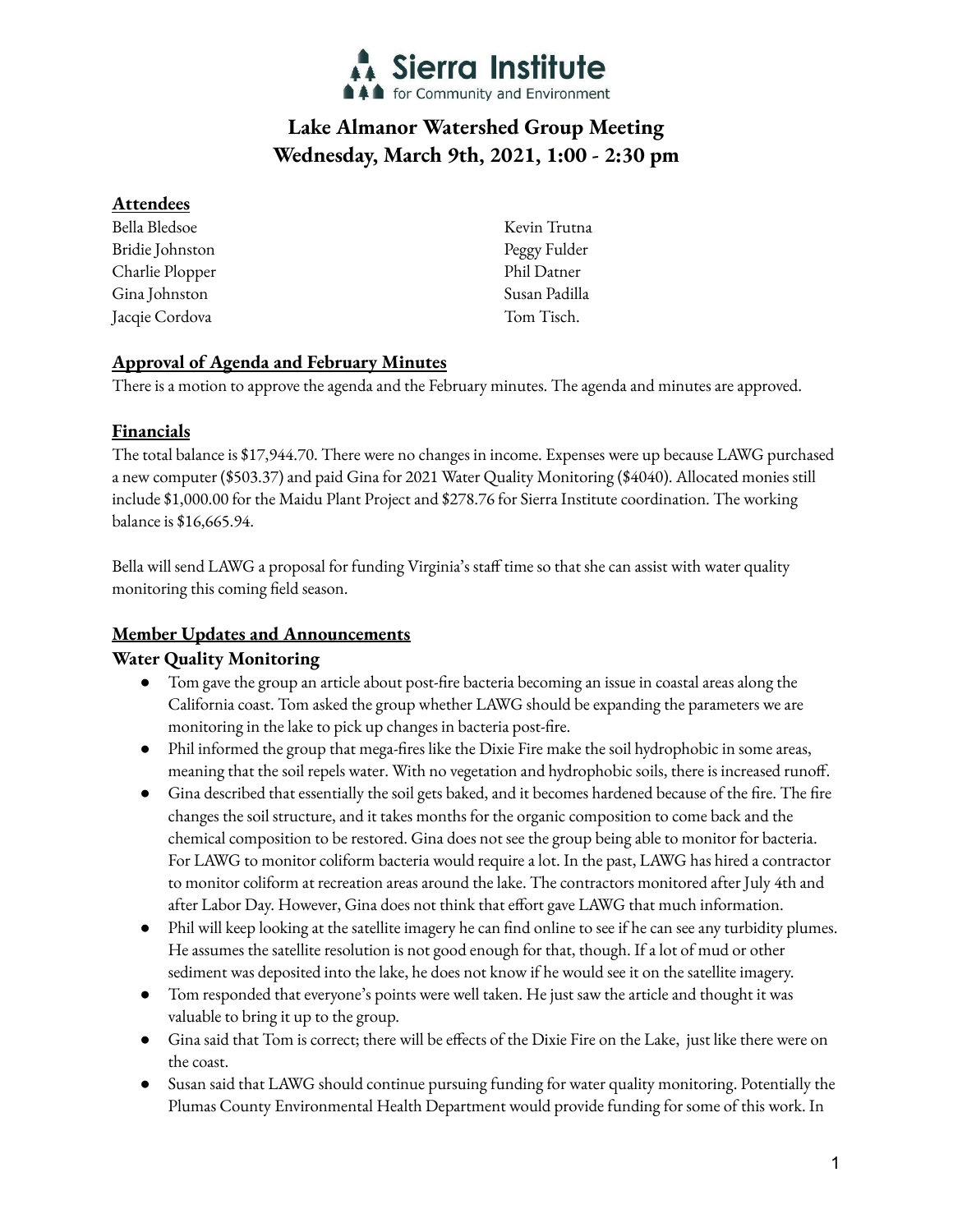Sierra Institute
for Community and Environment

# Lake Almanor Watershed Group Meeting
# Wednesday, March 9th, 2021, 1:00 - 2:30 pm

## Attendees

Bella Bledsoe
Bridie Johnston
Charlie Plopper
Gina Johnston
Jacqie Cordova
Kevin Trutna
Peggy Fulder
Phil Datner
Susan Padilla
Tom Tisch.

## Approval of Agenda and February Minutes

There is a motion to approve the agenda and the February minutes. The agenda and minutes are approved.

## Financials

The total balance is $17,944.70. There were no changes in income. Expenses were up because LAWG purchased a new computer ($503.37) and paid Gina for 2021 Water Quality Monitoring ($4040). Allocated monies still include $1,000.00 for the Maidu Plant Project and $278.76 for Sierra Institute coordination. The working balance is $16,665.94.

Bella will send LAWG a proposal for funding Virginia's staff time so that she can assist with water quality monitoring this coming field season.

## Member Updates and Announcements

### Water Quality Monitoring

- Tom gave the group an article about post-fire bacteria becoming an issue in coastal areas along the California coast. Tom asked the group whether LAWG should be expanding the parameters we are monitoring in the lake to pick up changes in bacteria post-fire.
- Phil informed the group that mega-fires like the Dixie Fire make the soil hydrophobic in some areas, meaning that the soil repels water. With no vegetation and hydrophobic soils, there is increased runoff.
- Gina described that essentially the soil gets baked, and it becomes hardened because of the fire. The fire changes the soil structure, and it takes months for the organic composition to come back and the chemical composition to be restored. Gina does not see the group being able to monitor for bacteria. For LAWG to monitor coliform bacteria would require a lot. In the past, LAWG has hired a contractor to monitor coliform at recreation areas around the lake. The contractors monitored after July 4th and after Labor Day. However, Gina does not think that effort gave LAWG that much information.
- Phil will keep looking at the satellite imagery he can find online to see if he can see any turbidity plumes. He assumes the satellite resolution is not good enough for that, though. If a lot of mud or other sediment was deposited into the lake, he does not know if he would see it on the satellite imagery.
- Tom responded that everyone's points were well taken. He just saw the article and thought it was valuable to bring it up to the group.
- Gina said that Tom is correct; there will be effects of the Dixie Fire on the Lake, just like there were on the coast.
- Susan said that LAWG should continue pursuing funding for water quality monitoring. Potentially the Plumas County Environmental Health Department would provide funding for some of this work. In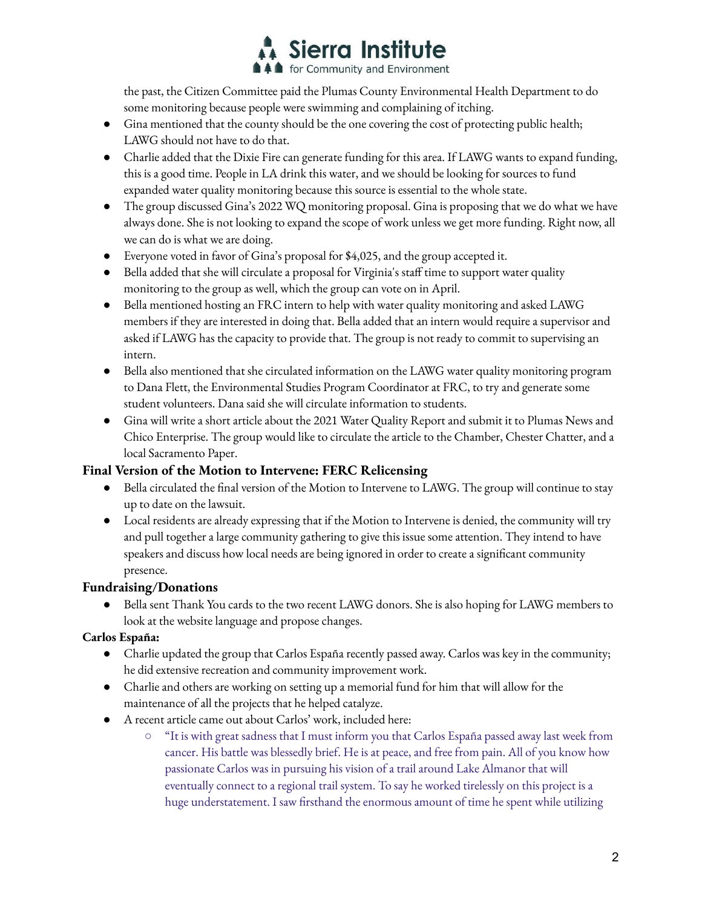the past, the Citizen Committee paid the Plumas County Environmental Health Department to do some monitoring because people were swimming and complaining of itching.

- Gina mentioned that the county should be the one covering the cost of protecting public health; LAWG should not have to do that.
- Charlie added that the Dixie Fire can generate funding for this area. If LAWG wants to expand funding, this is a good time. People in LA drink this water, and we should be looking for sources to fund expanded water quality monitoring because this source is essential to the whole state.
- The group discussed Gina's 2022 WQ monitoring proposal. Gina is proposing that we do what we have always done. She is not looking to expand the scope of work unless we get more funding. Right now, all we can do is what we are doing.
- Everyone voted in favor of Gina's proposal for $4,025, and the group accepted it.
- Bella added that she will circulate a proposal for Virginia's staff time to support water quality monitoring to the group as well, which the group can vote on in April.
- Bella mentioned hosting an FRC intern to help with water quality monitoring and asked LAWG members if they are interested in doing that. Bella added that an intern would require a supervisor and asked if LAWG has the capacity to provide that. The group is not ready to commit to supervising an intern.
- Bella also mentioned that she circulated information on the LAWG water quality monitoring program to Dana Flett, the Environmental Studies Program Coordinator at FRC, to try and generate some student volunteers. Dana said she will circulate information to students.
- Gina will write a short article about the 2021 Water Quality Report and submit it to Plumas News and Chico Enterprise. The group would like to circulate the article to the Chamber, Chester Chatter, and a local Sacramento Paper.

### Final Version of the Motion to Intervene: FERC Relicensing

- Bella circulated the final version of the Motion to Intervene to LAWG. The group will continue to stay up to date on the lawsuit.
- Local residents are already expressing that if the Motion to Intervene is denied, the community will try and pull together a large community gathering to give this issue some attention. They intend to have speakers and discuss how local needs are being ignored in order to create a significant community presence.

### Fundraising/Donations

- Bella sent Thank You cards to the two recent LAWG donors. She is also hoping for LAWG members to look at the website language and propose changes.

**Carlos España:**

- Charlie updated the group that Carlos España recently passed away. Carlos was key in the community; he did extensive recreation and community improvement work.
- Charlie and others are working on setting up a memorial fund for him that will allow for the maintenance of all the projects that he helped catalyze.
- A recent article came out about Carlos' work, included here:
    - "It is with great sadness that I must inform you that Carlos España passed away last week from cancer. His battle was blessedly brief. He is at peace, and free from pain. All of you know how passionate Carlos was in pursuing his vision of a trail around Lake Almanor that will eventually connect to a regional trail system. To say he worked tirelessly on this project is a huge understatement. I saw firsthand the enormous amount of time he spent while utilizing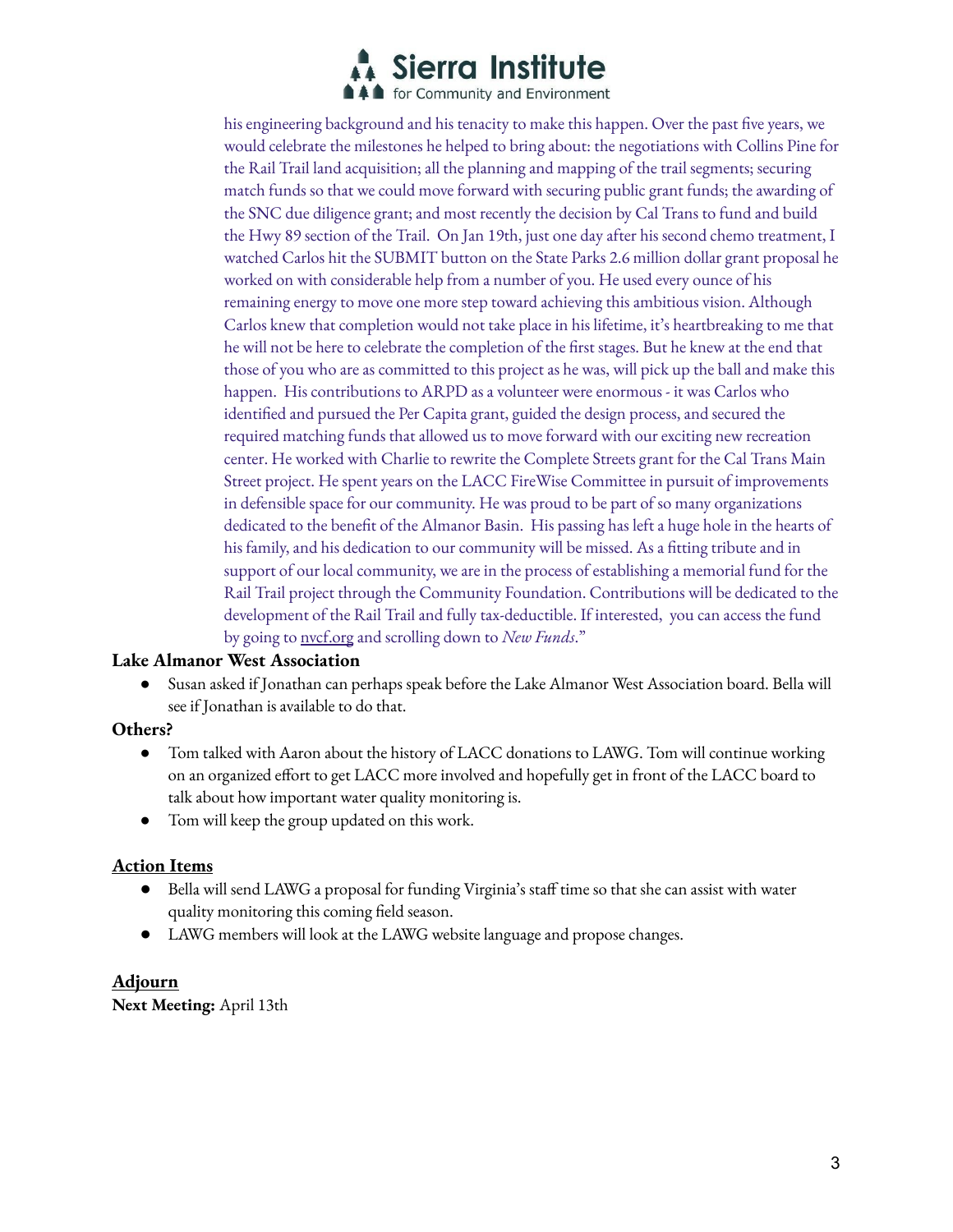his engineering background and his tenacity to make this happen. Over the past five years, we would celebrate the milestones he helped to bring about: the negotiations with Collins Pine for the Rail Trail land acquisition; all the planning and mapping of the trail segments; securing match funds so that we could move forward with securing public grant funds; the awarding of the SNC due diligence grant; and most recently the decision by Cal Trans to fund and build the Hwy 89 section of the Trail. On Jan 19th, just one day after his second chemo treatment, I watched Carlos hit the SUBMIT button on the State Parks 2.6 million dollar grant proposal he worked on with considerable help from a number of you. He used every ounce of his remaining energy to move one more step toward achieving this ambitious vision. Although Carlos knew that completion would not take place in his lifetime, it's heartbreaking to me that he will not be here to celebrate the completion of the first stages. But he knew at the end that those of you who are as committed to this project as he was, will pick up the ball and make this happen. His contributions to ARPD as a volunteer were enormous - it was Carlos who identified and pursued the Per Capita grant, guided the design process, and secured the required matching funds that allowed us to move forward with our exciting new recreation center. He worked with Charlie to rewrite the Complete Streets grant for the Cal Trans Main Street project. He spent years on the LACC FireWise Committee in pursuit of improvements in defensible space for our community. He was proud to be part of so many organizations dedicated to the benefit of the Almanor Basin. His passing has left a huge hole in the hearts of his family, and his dedication to our community will be missed. As a fitting tribute and in support of our local community, we are in the process of establishing a memorial fund for the Rail Trail project through the Community Foundation. Contributions will be dedicated to the development of the Rail Trail and fully tax-deductible. If interested, you can access the fund by going to nvcf.org and scrolling down to *New Funds*."

**Lake Almanor West Association**

- Susan asked if Jonathan can perhaps speak before the Lake Almanor West Association board. Bella will see if Jonathan is available to do that.

**Others?**

- Tom talked with Aaron about the history of LACC donations to LAWG. Tom will continue working on an organized effort to get LACC more involved and hopefully get in front of the LACC board to talk about how important water quality monitoring is.
- Tom will keep the group updated on this work.

**Action Items**

- Bella will send LAWG a proposal for funding Virginia's staff time so that she can assist with water quality monitoring this coming field season.
- LAWG members will look at the LAWG website language and propose changes.

**Adjourn**

**Next Meeting:** April 13th